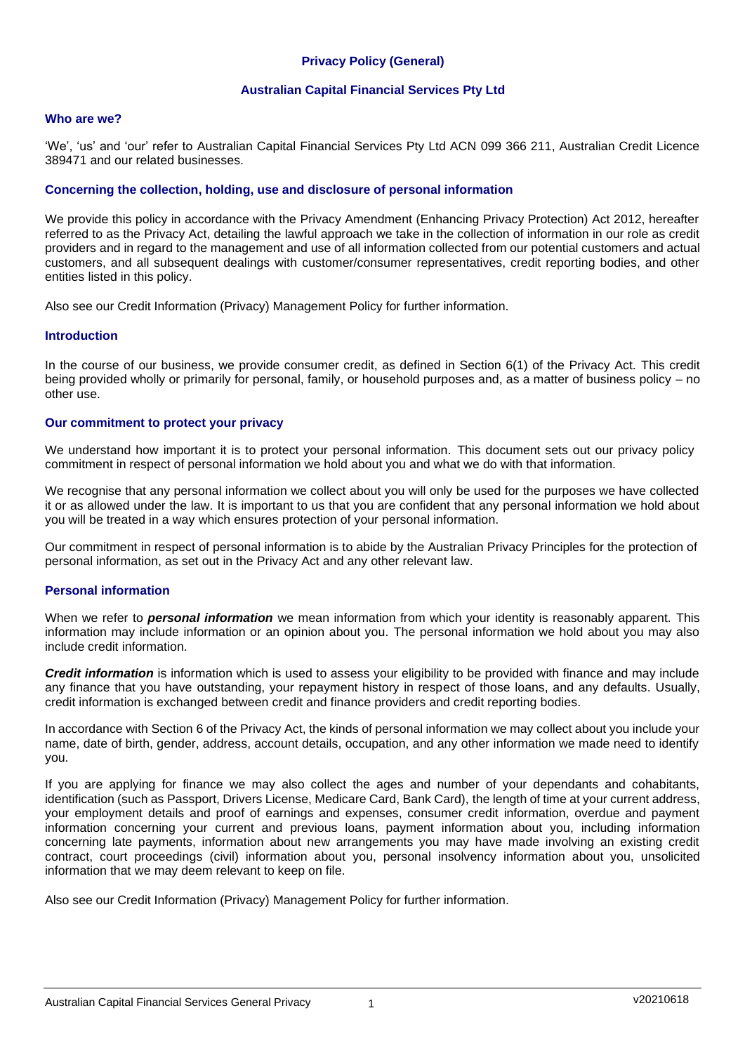# Privacy Policy (General)

## Australian Capital Financial Services Pty Ltd

### Who are we?

'We', 'us' and 'our' refer to Australian Capital Financial Services Pty Ltd ACN 099 366 211, Australian Credit Licence 389471 and our related businesses.

### Concerning the collection, holding, use and disclosure of personal information

We provide this policy in accordance with the Privacy Amendment (Enhancing Privacy Protection) Act 2012, hereafter referred to as the Privacy Act, detailing the lawful approach we take in the collection of information in our role as credit providers and in regard to the management and use of all information collected from our potential customers and actual customers, and all subsequent dealings with customer/consumer representatives, credit reporting bodies, and other entities listed in this policy.

Also see our Credit Information (Privacy) Management Policy for further information.

### Introduction

In the course of our business, we provide consumer credit, as defined in Section 6(1) of the Privacy Act. This credit being provided wholly or primarily for personal, family, or household purposes and, as a matter of business policy – no other use.

### Our commitment to protect your privacy

We understand how important it is to protect your personal information. This document sets out our privacy policy commitment in respect of personal information we hold about you and what we do with that information.

We recognise that any personal information we collect about you will only be used for the purposes we have collected it or as allowed under the law. It is important to us that you are confident that any personal information we hold about you will be treated in a way which ensures protection of your personal information.

Our commitment in respect of personal information is to abide by the Australian Privacy Principles for the protection of personal information, as set out in the Privacy Act and any other relevant law.

### Personal information

When we refer to ***personal information*** we mean information from which your identity is reasonably apparent. This information may include information or an opinion about you. The personal information we hold about you may also include credit information.

***Credit information*** is information which is used to assess your eligibility to be provided with finance and may include any finance that you have outstanding, your repayment history in respect of those loans, and any defaults. Usually, credit information is exchanged between credit and finance providers and credit reporting bodies.

In accordance with Section 6 of the Privacy Act, the kinds of personal information we may collect about you include your name, date of birth, gender, address, account details, occupation, and any other information we made need to identify you.

If you are applying for finance we may also collect the ages and number of your dependants and cohabitants, identification (such as Passport, Drivers License, Medicare Card, Bank Card), the length of time at your current address, your employment details and proof of earnings and expenses, consumer credit information, overdue and payment information concerning your current and previous loans, payment information about you, including information concerning late payments, information about new arrangements you may have made involving an existing credit contract, court proceedings (civil) information about you, personal insolvency information about you, unsolicited information that we may deem relevant to keep on file.

Also see our Credit Information (Privacy) Management Policy for further information.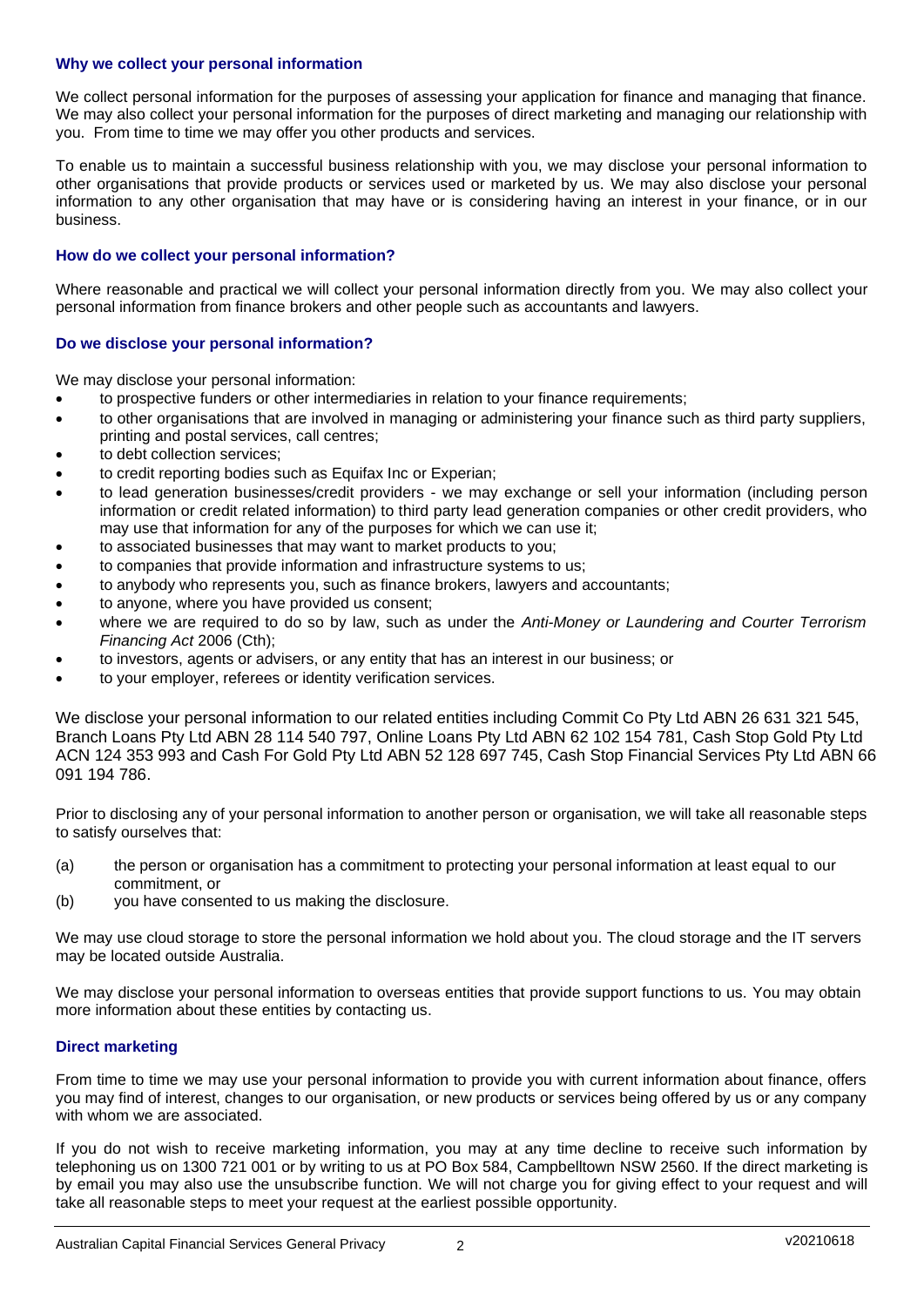### Why we collect your personal information

We collect personal information for the purposes of assessing your application for finance and managing that finance. We may also collect your personal information for the purposes of direct marketing and managing our relationship with you. From time to time we may offer you other products and services.

To enable us to maintain a successful business relationship with you, we may disclose your personal information to other organisations that provide products or services used or marketed by us. We may also disclose your personal information to any other organisation that may have or is considering having an interest in your finance, or in our business.

### How do we collect your personal information?

Where reasonable and practical we will collect your personal information directly from you. We may also collect your personal information from finance brokers and other people such as accountants and lawyers.

### Do we disclose your personal information?

We may disclose your personal information:

- to prospective funders or other intermediaries in relation to your finance requirements;
- to other organisations that are involved in managing or administering your finance such as third party suppliers, printing and postal services, call centres;
- to debt collection services;
- to credit reporting bodies such as Equifax Inc or Experian;
- to lead generation businesses/credit providers - we may exchange or sell your information (including person information or credit related information) to third party lead generation companies or other credit providers, who may use that information for any of the purposes for which we can use it;
- to associated businesses that may want to market products to you;
- to companies that provide information and infrastructure systems to us;
- to anybody who represents you, such as finance brokers, lawyers and accountants;
- to anyone, where you have provided us consent;
- where we are required to do so by law, such as under the *Anti-Money or Laundering and Courter Terrorism Financing Act* 2006 (Cth);
- to investors, agents or advisers, or any entity that has an interest in our business; or
- to your employer, referees or identity verification services.

We disclose your personal information to our related entities including Commit Co Pty Ltd ABN 26 631 321 545, Branch Loans Pty Ltd ABN 28 114 540 797, Online Loans Pty Ltd ABN 62 102 154 781, Cash Stop Gold Pty Ltd ACN 124 353 993 and Cash For Gold Pty Ltd ABN 52 128 697 745, Cash Stop Financial Services Pty Ltd ABN 66 091 194 786.

Prior to disclosing any of your personal information to another person or organisation, we will take all reasonable steps to satisfy ourselves that:

(a) the person or organisation has a commitment to protecting your personal information at least equal to our commitment, or

(b) you have consented to us making the disclosure.

We may use cloud storage to store the personal information we hold about you. The cloud storage and the IT servers may be located outside Australia.

We may disclose your personal information to overseas entities that provide support functions to us. You may obtain more information about these entities by contacting us.

### Direct marketing

From time to time we may use your personal information to provide you with current information about finance, offers you may find of interest, changes to our organisation, or new products or services being offered by us or any company with whom we are associated.

If you do not wish to receive marketing information, you may at any time decline to receive such information by telephoning us on 1300 721 001 or by writing to us at PO Box 584, Campbelltown NSW 2560. If the direct marketing is by email you may also use the unsubscribe function. We will not charge you for giving effect to your request and will take all reasonable steps to meet your request at the earliest possible opportunity.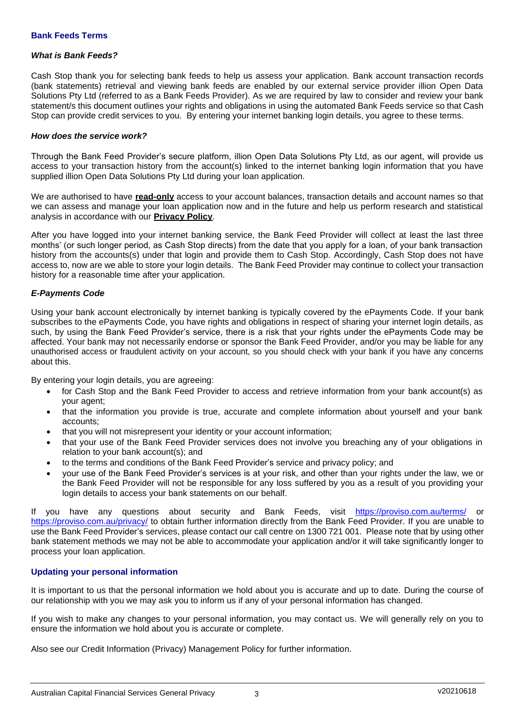## Bank Feeds Terms

### *What is Bank Feeds?*

Cash Stop thank you for selecting bank feeds to help us assess your application. Bank account transaction records (bank statements) retrieval and viewing bank feeds are enabled by our external service provider illion Open Data Solutions Pty Ltd (referred to as a Bank Feeds Provider). As we are required by law to consider and review your bank statement/s this document outlines your rights and obligations in using the automated Bank Feeds service so that Cash Stop can provide credit services to you. By entering your internet banking login details, you agree to these terms.

### *How does the service work?*

Through the Bank Feed Provider's secure platform, illion Open Data Solutions Pty Ltd, as our agent, will provide us access to your transaction history from the account(s) linked to the internet banking login information that you have supplied illion Open Data Solutions Pty Ltd during your loan application.

We are authorised to have **read-only** access to your account balances, transaction details and account names so that we can assess and manage your loan application now and in the future and help us perform research and statistical analysis in accordance with our **Privacy Policy**.

After you have logged into your internet banking service, the Bank Feed Provider will collect at least the last three months' (or such longer period, as Cash Stop directs) from the date that you apply for a loan, of your bank transaction history from the accounts(s) under that login and provide them to Cash Stop. Accordingly, Cash Stop does not have access to, now are we able to store your login details. The Bank Feed Provider may continue to collect your transaction history for a reasonable time after your application.

### *E-Payments Code*

Using your bank account electronically by internet banking is typically covered by the ePayments Code. If your bank subscribes to the ePayments Code, you have rights and obligations in respect of sharing your internet login details, as such, by using the Bank Feed Provider's service, there is a risk that your rights under the ePayments Code may be affected. Your bank may not necessarily endorse or sponsor the Bank Feed Provider, and/or you may be liable for any unauthorised access or fraudulent activity on your account, so you should check with your bank if you have any concerns about this.

By entering your login details, you are agreeing:

- for Cash Stop and the Bank Feed Provider to access and retrieve information from your bank account(s) as your agent;
- that the information you provide is true, accurate and complete information about yourself and your bank accounts;
- that you will not misrepresent your identity or your account information;
- that your use of the Bank Feed Provider services does not involve you breaching any of your obligations in relation to your bank account(s); and
- to the terms and conditions of the Bank Feed Provider's service and privacy policy; and
- your use of the Bank Feed Provider's services is at your risk, and other than your rights under the law, we or the Bank Feed Provider will not be responsible for any loss suffered by you as a result of you providing your login details to access your bank statements on our behalf.

If you have any questions about security and Bank Feeds, visit https://proviso.com.au/terms/ or https://proviso.com.au/privacy/ to obtain further information directly from the Bank Feed Provider. If you are unable to use the Bank Feed Provider's services, please contact our call centre on 1300 721 001. Please note that by using other bank statement methods we may not be able to accommodate your application and/or it will take significantly longer to process your loan application.

## Updating your personal information

It is important to us that the personal information we hold about you is accurate and up to date. During the course of our relationship with you we may ask you to inform us if any of your personal information has changed.

If you wish to make any changes to your personal information, you may contact us. We will generally rely on you to ensure the information we hold about you is accurate or complete.

Also see our Credit Information (Privacy) Management Policy for further information.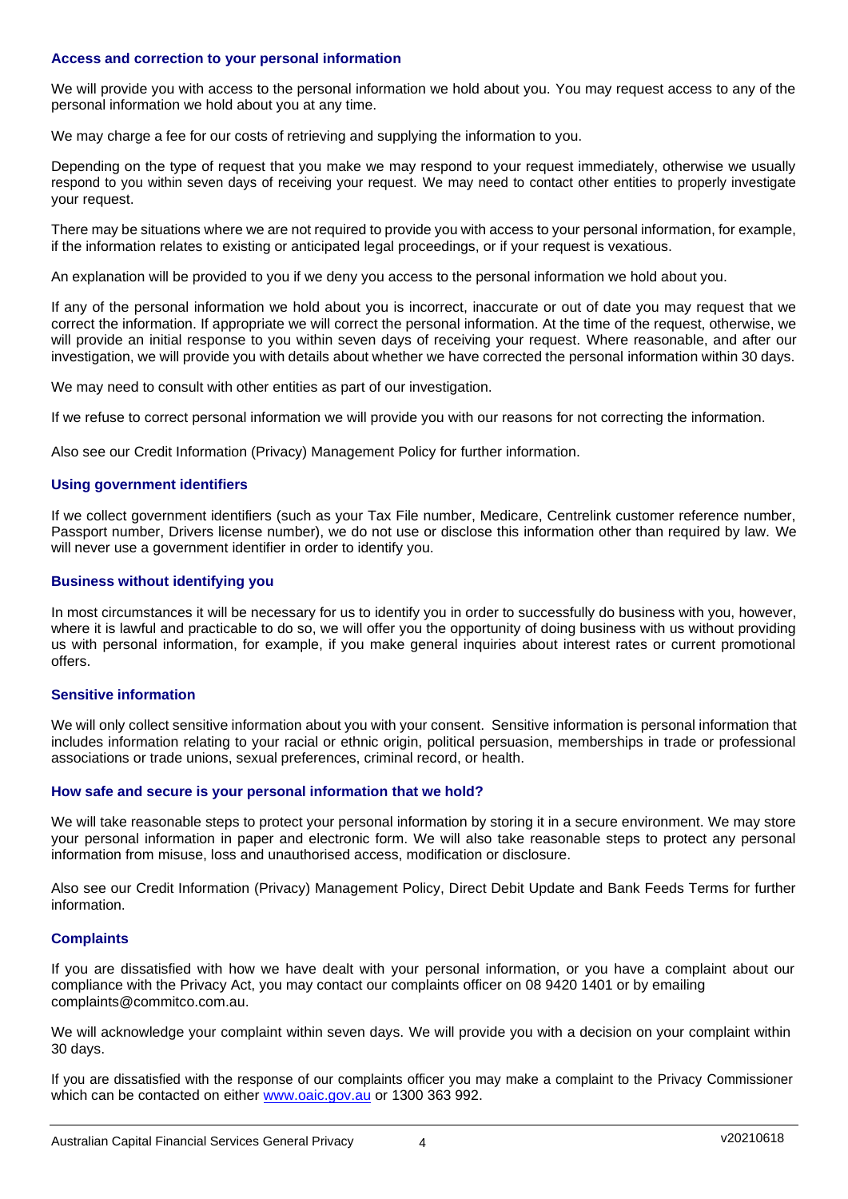### Access and correction to your personal information

We will provide you with access to the personal information we hold about you. You may request access to any of the personal information we hold about you at any time.

We may charge a fee for our costs of retrieving and supplying the information to you.

Depending on the type of request that you make we may respond to your request immediately, otherwise we usually respond to you within seven days of receiving your request. We may need to contact other entities to properly investigate your request.

There may be situations where we are not required to provide you with access to your personal information, for example, if the information relates to existing or anticipated legal proceedings, or if your request is vexatious.

An explanation will be provided to you if we deny you access to the personal information we hold about you.

If any of the personal information we hold about you is incorrect, inaccurate or out of date you may request that we correct the information. If appropriate we will correct the personal information. At the time of the request, otherwise, we will provide an initial response to you within seven days of receiving your request. Where reasonable, and after our investigation, we will provide you with details about whether we have corrected the personal information within 30 days.

We may need to consult with other entities as part of our investigation.

If we refuse to correct personal information we will provide you with our reasons for not correcting the information.

Also see our Credit Information (Privacy) Management Policy for further information.

### Using government identifiers

If we collect government identifiers (such as your Tax File number, Medicare, Centrelink customer reference number, Passport number, Drivers license number), we do not use or disclose this information other than required by law. We will never use a government identifier in order to identify you.

### Business without identifying you

In most circumstances it will be necessary for us to identify you in order to successfully do business with you, however, where it is lawful and practicable to do so, we will offer you the opportunity of doing business with us without providing us with personal information, for example, if you make general inquiries about interest rates or current promotional offers.

### Sensitive information

We will only collect sensitive information about you with your consent. Sensitive information is personal information that includes information relating to your racial or ethnic origin, political persuasion, memberships in trade or professional associations or trade unions, sexual preferences, criminal record, or health.

### How safe and secure is your personal information that we hold?

We will take reasonable steps to protect your personal information by storing it in a secure environment. We may store your personal information in paper and electronic form. We will also take reasonable steps to protect any personal information from misuse, loss and unauthorised access, modification or disclosure.

Also see our Credit Information (Privacy) Management Policy, Direct Debit Update and Bank Feeds Terms for further information.

### Complaints

If you are dissatisfied with how we have dealt with your personal information, or you have a complaint about our compliance with the Privacy Act, you may contact our complaints officer on 08 9420 1401 or by emailing complaints@commitco.com.au.

We will acknowledge your complaint within seven days. We will provide you with a decision on your complaint within 30 days.

If you are dissatisfied with the response of our complaints officer you may make a complaint to the Privacy Commissioner which can be contacted on either [www.oaic.gov.au](http://www.oaic.gov.au) or 1300 363 992.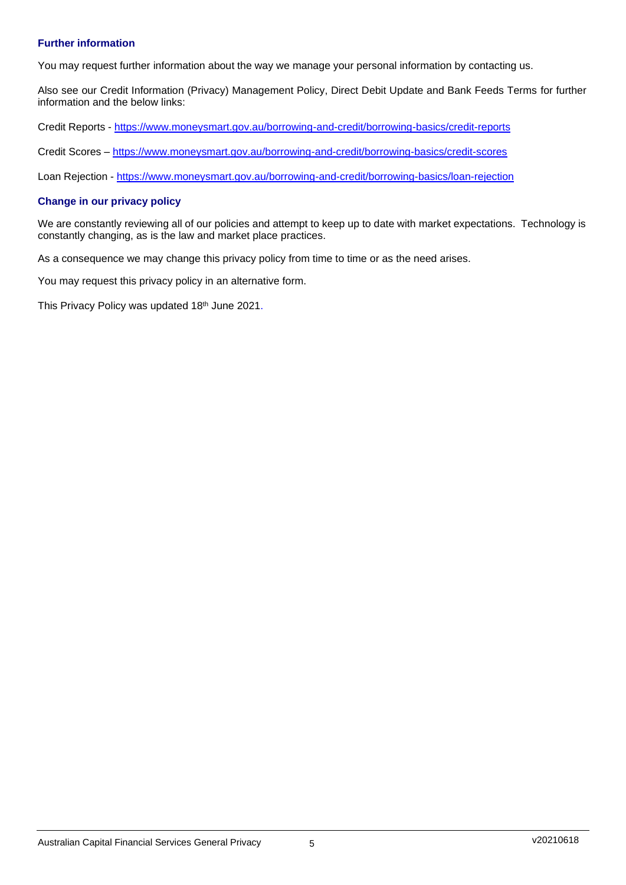### Further information

You may request further information about the way we manage your personal information by contacting us.

Also see our Credit Information (Privacy) Management Policy, Direct Debit Update and Bank Feeds Terms for further information and the below links:

Credit Reports - https://www.moneysmart.gov.au/borrowing-and-credit/borrowing-basics/credit-reports

Credit Scores – https://www.moneysmart.gov.au/borrowing-and-credit/borrowing-basics/credit-scores

Loan Rejection - https://www.moneysmart.gov.au/borrowing-and-credit/borrowing-basics/loan-rejection

### Change in our privacy policy

We are constantly reviewing all of our policies and attempt to keep up to date with market expectations. Technology is constantly changing, as is the law and market place practices.

As a consequence we may change this privacy policy from time to time or as the need arises.

You may request this privacy policy in an alternative form.

This Privacy Policy was updated 18th June 2021.